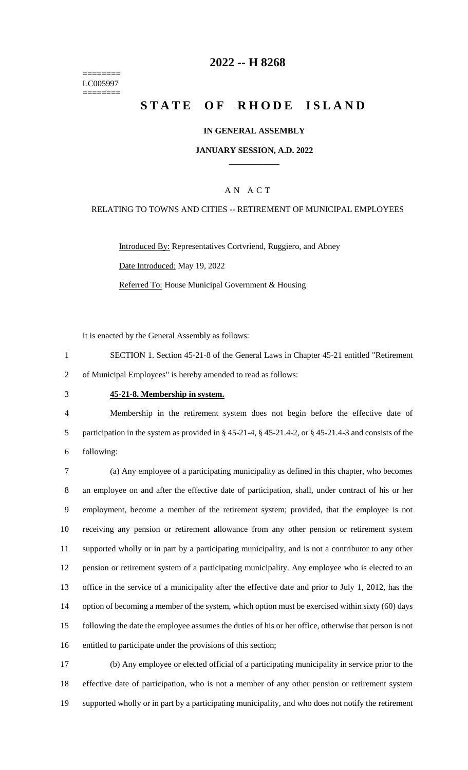========
LC005997
========

# 2022 -- H 8268

# STATE OF RHODE ISLAND

### IN GENERAL ASSEMBLY

### JANUARY SESSION, A.D. 2022

____________

### A N A C T

RELATING TO TOWNS AND CITIES -- RETIREMENT OF MUNICIPAL EMPLOYEES

Introduced By: Representatives Cortvriend, Ruggiero, and Abney

Date Introduced: May 19, 2022

Referred To: House Municipal Government & Housing

It is enacted by the General Assembly as follows:

SECTION 1. Section 45-21-8 of the General Laws in Chapter 45-21 entitled "Retirement of Municipal Employees" is hereby amended to read as follows:

**45-21-8. Membership in system.**

Membership in the retirement system does not begin before the effective date of participation in the system as provided in § 45-21-4, § 45-21.4-2, or § 45-21.4-3 and consists of the following:

(a) Any employee of a participating municipality as defined in this chapter, who becomes an employee on and after the effective date of participation, shall, under contract of his or her employment, become a member of the retirement system; provided, that the employee is not receiving any pension or retirement allowance from any other pension or retirement system supported wholly or in part by a participating municipality, and is not a contributor to any other pension or retirement system of a participating municipality. Any employee who is elected to an office in the service of a municipality after the effective date and prior to July 1, 2012, has the option of becoming a member of the system, which option must be exercised within sixty (60) days following the date the employee assumes the duties of his or her office, otherwise that person is not entitled to participate under the provisions of this section;

(b) Any employee or elected official of a participating municipality in service prior to the effective date of participation, who is not a member of any other pension or retirement system supported wholly or in part by a participating municipality, and who does not notify the retirement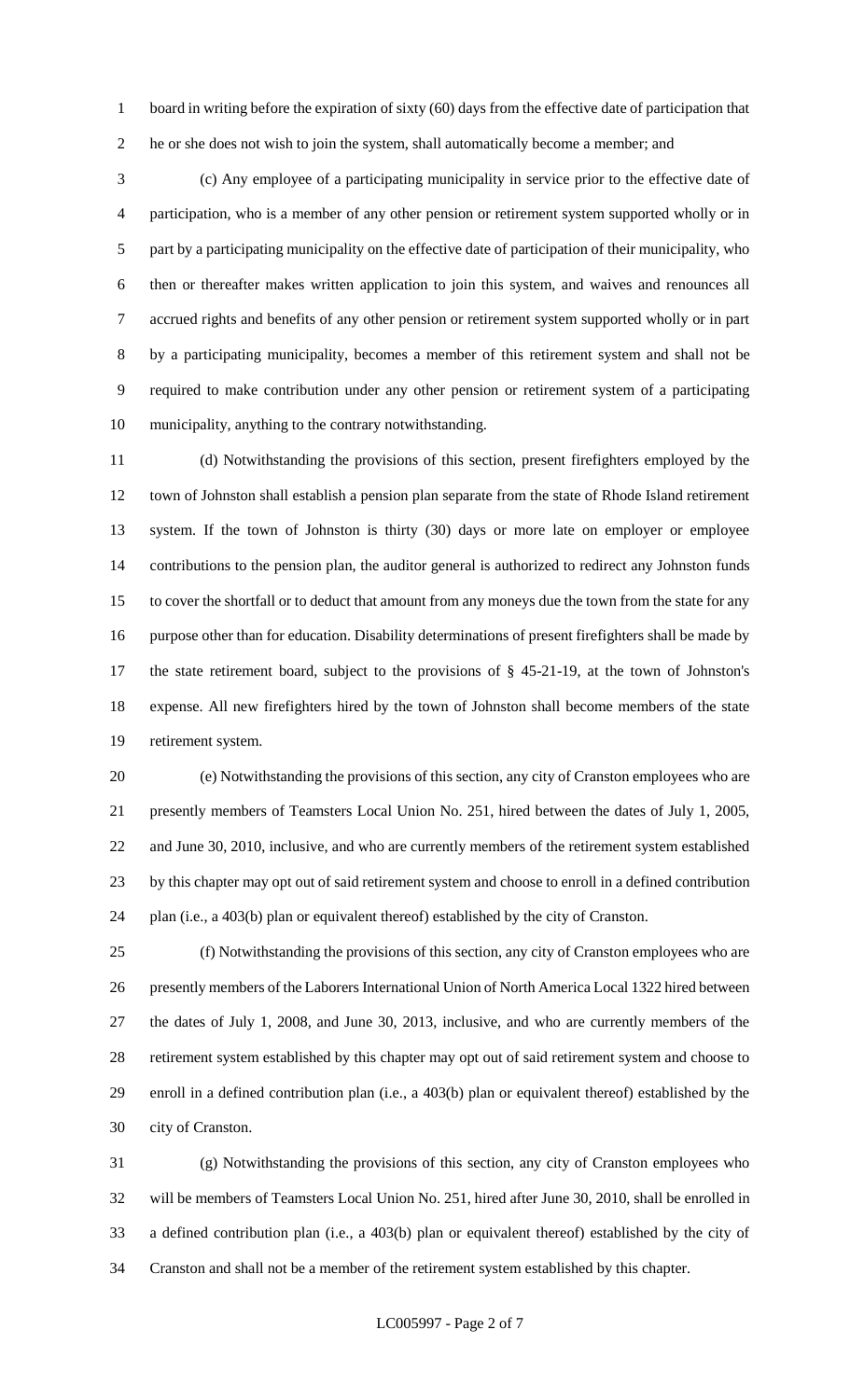board in writing before the expiration of sixty (60) days from the effective date of participation that he or she does not wish to join the system, shall automatically become a member; and

(c) Any employee of a participating municipality in service prior to the effective date of participation, who is a member of any other pension or retirement system supported wholly or in part by a participating municipality on the effective date of participation of their municipality, who then or thereafter makes written application to join this system, and waives and renounces all accrued rights and benefits of any other pension or retirement system supported wholly or in part by a participating municipality, becomes a member of this retirement system and shall not be required to make contribution under any other pension or retirement system of a participating municipality, anything to the contrary notwithstanding.

(d) Notwithstanding the provisions of this section, present firefighters employed by the town of Johnston shall establish a pension plan separate from the state of Rhode Island retirement system. If the town of Johnston is thirty (30) days or more late on employer or employee contributions to the pension plan, the auditor general is authorized to redirect any Johnston funds to cover the shortfall or to deduct that amount from any moneys due the town from the state for any purpose other than for education. Disability determinations of present firefighters shall be made by the state retirement board, subject to the provisions of § 45-21-19, at the town of Johnston's expense. All new firefighters hired by the town of Johnston shall become members of the state retirement system.

(e) Notwithstanding the provisions of this section, any city of Cranston employees who are presently members of Teamsters Local Union No. 251, hired between the dates of July 1, 2005, and June 30, 2010, inclusive, and who are currently members of the retirement system established by this chapter may opt out of said retirement system and choose to enroll in a defined contribution plan (i.e., a 403(b) plan or equivalent thereof) established by the city of Cranston.

(f) Notwithstanding the provisions of this section, any city of Cranston employees who are presently members of the Laborers International Union of North America Local 1322 hired between the dates of July 1, 2008, and June 30, 2013, inclusive, and who are currently members of the retirement system established by this chapter may opt out of said retirement system and choose to enroll in a defined contribution plan (i.e., a 403(b) plan or equivalent thereof) established by the city of Cranston.

(g) Notwithstanding the provisions of this section, any city of Cranston employees who will be members of Teamsters Local Union No. 251, hired after June 30, 2010, shall be enrolled in a defined contribution plan (i.e., a 403(b) plan or equivalent thereof) established by the city of Cranston and shall not be a member of the retirement system established by this chapter.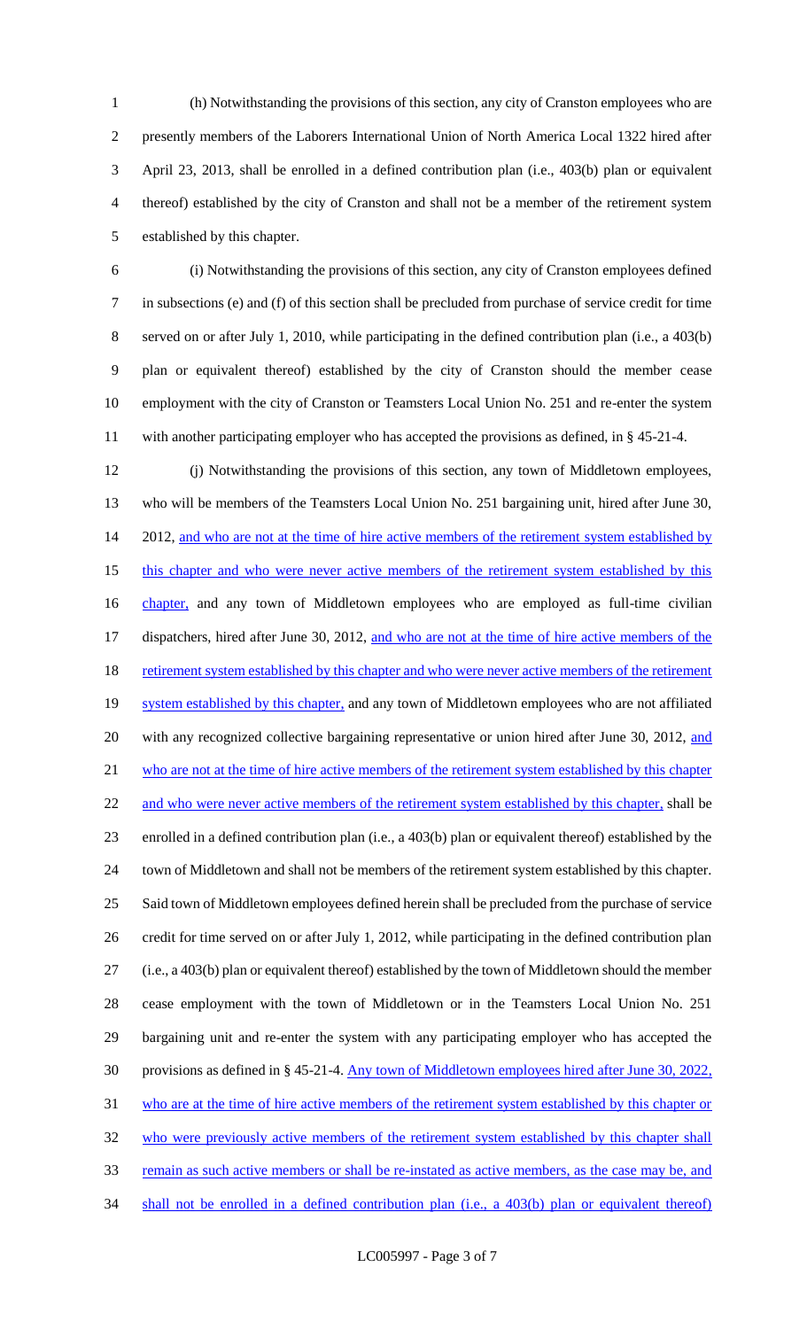(h) Notwithstanding the provisions of this section, any city of Cranston employees who are presently members of the Laborers International Union of North America Local 1322 hired after April 23, 2013, shall be enrolled in a defined contribution plan (i.e., 403(b) plan or equivalent thereof) established by the city of Cranston and shall not be a member of the retirement system established by this chapter.

(i) Notwithstanding the provisions of this section, any city of Cranston employees defined in subsections (e) and (f) of this section shall be precluded from purchase of service credit for time served on or after July 1, 2010, while participating in the defined contribution plan (i.e., a 403(b) plan or equivalent thereof) established by the city of Cranston should the member cease employment with the city of Cranston or Teamsters Local Union No. 251 and re-enter the system with another participating employer who has accepted the provisions as defined, in § 45-21-4.

(j) Notwithstanding the provisions of this section, any town of Middletown employees, who will be members of the Teamsters Local Union No. 251 bargaining unit, hired after June 30, 2012, and who are not at the time of hire active members of the retirement system established by this chapter and who were never active members of the retirement system established by this chapter, and any town of Middletown employees who are employed as full-time civilian dispatchers, hired after June 30, 2012, and who are not at the time of hire active members of the retirement system established by this chapter and who were never active members of the retirement system established by this chapter, and any town of Middletown employees who are not affiliated with any recognized collective bargaining representative or union hired after June 30, 2012, and who are not at the time of hire active members of the retirement system established by this chapter and who were never active members of the retirement system established by this chapter, shall be enrolled in a defined contribution plan (i.e., a 403(b) plan or equivalent thereof) established by the town of Middletown and shall not be members of the retirement system established by this chapter. Said town of Middletown employees defined herein shall be precluded from the purchase of service credit for time served on or after July 1, 2012, while participating in the defined contribution plan (i.e., a 403(b) plan or equivalent thereof) established by the town of Middletown should the member cease employment with the town of Middletown or in the Teamsters Local Union No. 251 bargaining unit and re-enter the system with any participating employer who has accepted the provisions as defined in § 45-21-4. Any town of Middletown employees hired after June 30, 2022, who are at the time of hire active members of the retirement system established by this chapter or who were previously active members of the retirement system established by this chapter shall remain as such active members or shall be re-instated as active members, as the case may be, and shall not be enrolled in a defined contribution plan (i.e., a 403(b) plan or equivalent thereof)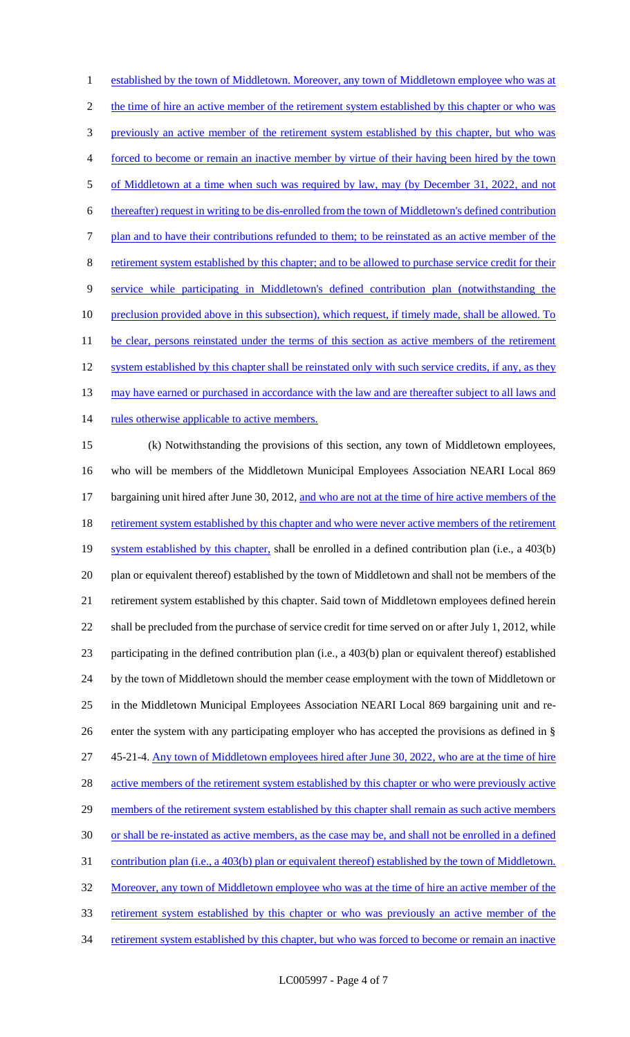established by the town of Middletown. Moreover, any town of Middletown employee who was at the time of hire an active member of the retirement system established by this chapter or who was previously an active member of the retirement system established by this chapter, but who was forced to become or remain an inactive member by virtue of their having been hired by the town of Middletown at a time when such was required by law, may (by December 31, 2022, and not thereafter) request in writing to be dis-enrolled from the town of Middletown's defined contribution plan and to have their contributions refunded to them; to be reinstated as an active member of the retirement system established by this chapter; and to be allowed to purchase service credit for their service while participating in Middletown's defined contribution plan (notwithstanding the preclusion provided above in this subsection), which request, if timely made, shall be allowed. To be clear, persons reinstated under the terms of this section as active members of the retirement system established by this chapter shall be reinstated only with such service credits, if any, as they may have earned or purchased in accordance with the law and are thereafter subject to all laws and rules otherwise applicable to active members.

(k) Notwithstanding the provisions of this section, any town of Middletown employees, who will be members of the Middletown Municipal Employees Association NEARI Local 869 bargaining unit hired after June 30, 2012, and who are not at the time of hire active members of the retirement system established by this chapter and who were never active members of the retirement system established by this chapter, shall be enrolled in a defined contribution plan (i.e., a 403(b) plan or equivalent thereof) established by the town of Middletown and shall not be members of the retirement system established by this chapter. Said town of Middletown employees defined herein shall be precluded from the purchase of service credit for time served on or after July 1, 2012, while participating in the defined contribution plan (i.e., a 403(b) plan or equivalent thereof) established by the town of Middletown should the member cease employment with the town of Middletown or in the Middletown Municipal Employees Association NEARI Local 869 bargaining unit and re-enter the system with any participating employer who has accepted the provisions as defined in § 45-21-4. Any town of Middletown employees hired after June 30, 2022, who are at the time of hire active members of the retirement system established by this chapter or who were previously active members of the retirement system established by this chapter shall remain as such active members or shall be re-instated as active members, as the case may be, and shall not be enrolled in a defined contribution plan (i.e., a 403(b) plan or equivalent thereof) established by the town of Middletown. Moreover, any town of Middletown employee who was at the time of hire an active member of the retirement system established by this chapter or who was previously an active member of the retirement system established by this chapter, but who was forced to become or remain an inactive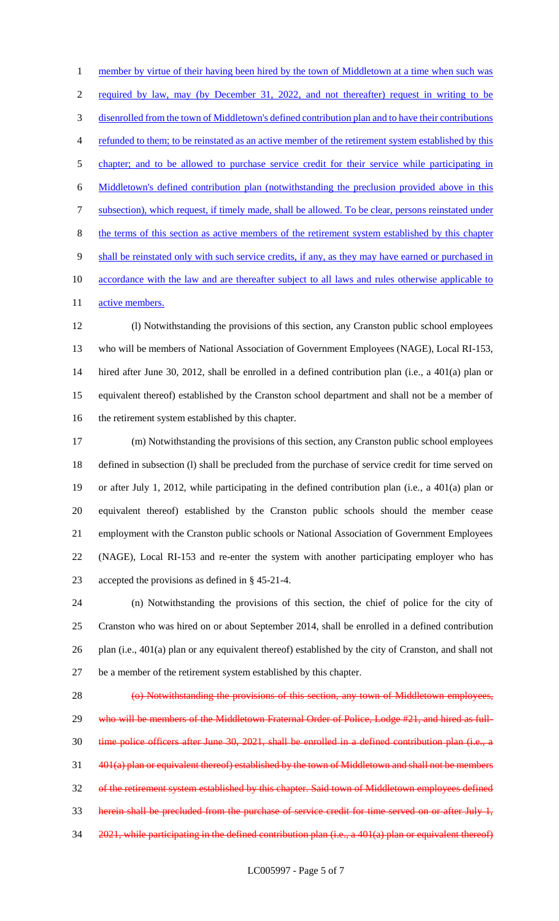member by virtue of their having been hired by the town of Middletown at a time when such was required by law, may (by December 31, 2022, and not thereafter) request in writing to be disenrolled from the town of Middletown's defined contribution plan and to have their contributions refunded to them; to be reinstated as an active member of the retirement system established by this chapter; and to be allowed to purchase service credit for their service while participating in Middletown's defined contribution plan (notwithstanding the preclusion provided above in this subsection), which request, if timely made, shall be allowed. To be clear, persons reinstated under the terms of this section as active members of the retirement system established by this chapter shall be reinstated only with such service credits, if any, as they may have earned or purchased in accordance with the law and are thereafter subject to all laws and rules otherwise applicable to active members.

(l) Notwithstanding the provisions of this section, any Cranston public school employees who will be members of National Association of Government Employees (NAGE), Local RI-153, hired after June 30, 2012, shall be enrolled in a defined contribution plan (i.e., a 401(a) plan or equivalent thereof) established by the Cranston school department and shall not be a member of the retirement system established by this chapter.

(m) Notwithstanding the provisions of this section, any Cranston public school employees defined in subsection (l) shall be precluded from the purchase of service credit for time served on or after July 1, 2012, while participating in the defined contribution plan (i.e., a 401(a) plan or equivalent thereof) established by the Cranston public schools should the member cease employment with the Cranston public schools or National Association of Government Employees (NAGE), Local RI-153 and re-enter the system with another participating employer who has accepted the provisions as defined in § 45-21-4.

(n) Notwithstanding the provisions of this section, the chief of police for the city of Cranston who was hired on or about September 2014, shall be enrolled in a defined contribution plan (i.e., 401(a) plan or any equivalent thereof) established by the city of Cranston, and shall not be a member of the retirement system established by this chapter.

~~(o) Notwithstanding the provisions of this section, any town of Middletown employees, who will be members of the Middletown Fraternal Order of Police, Lodge #21, and hired as full-time police officers after June 30, 2021, shall be enrolled in a defined contribution plan (i.e., a 401(a) plan or equivalent thereof) established by the town of Middletown and shall not be members of the retirement system established by this chapter. Said town of Middletown employees defined herein shall be precluded from the purchase of service credit for time served on or after July 1, 2021, while participating in the defined contribution plan (i.e., a 401(a) plan or equivalent thereof)~~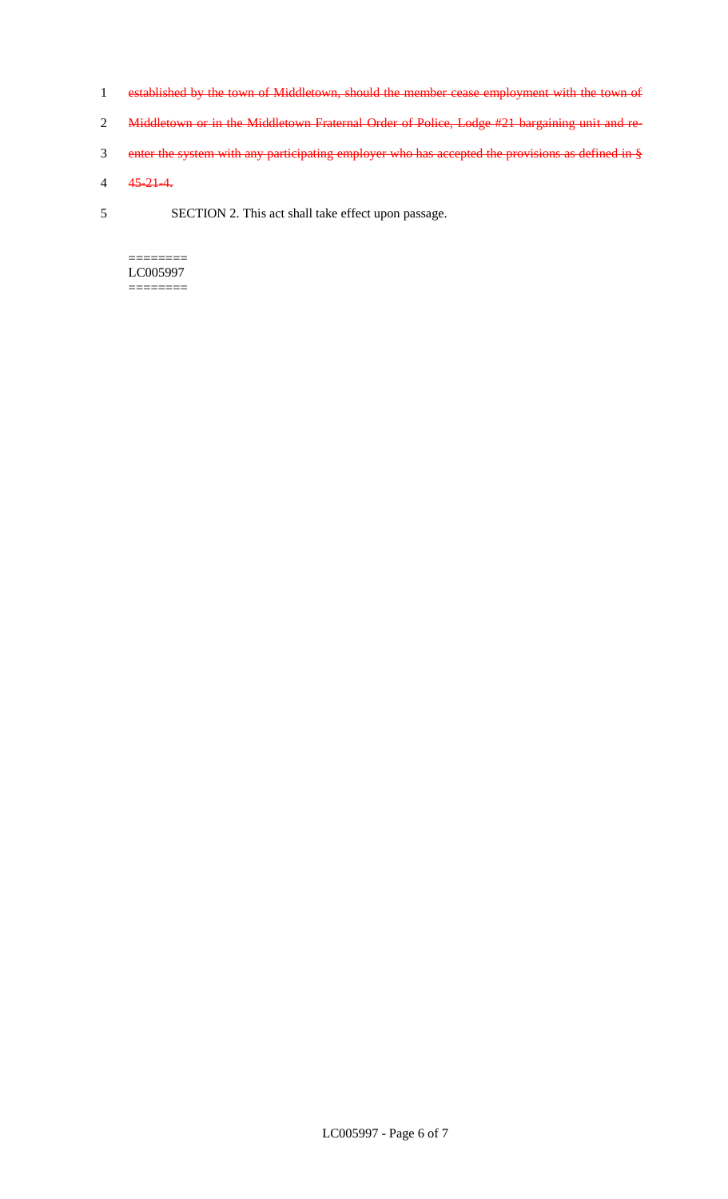~~established by the town of Middletown, should the member cease employment with the town of Middletown or in the Middletown Fraternal Order of Police, Lodge #21 bargaining unit and re-enter the system with any participating employer who has accepted the provisions as defined in § 45-21-4.~~

SECTION 2. This act shall take effect upon passage.

========
LC005997
========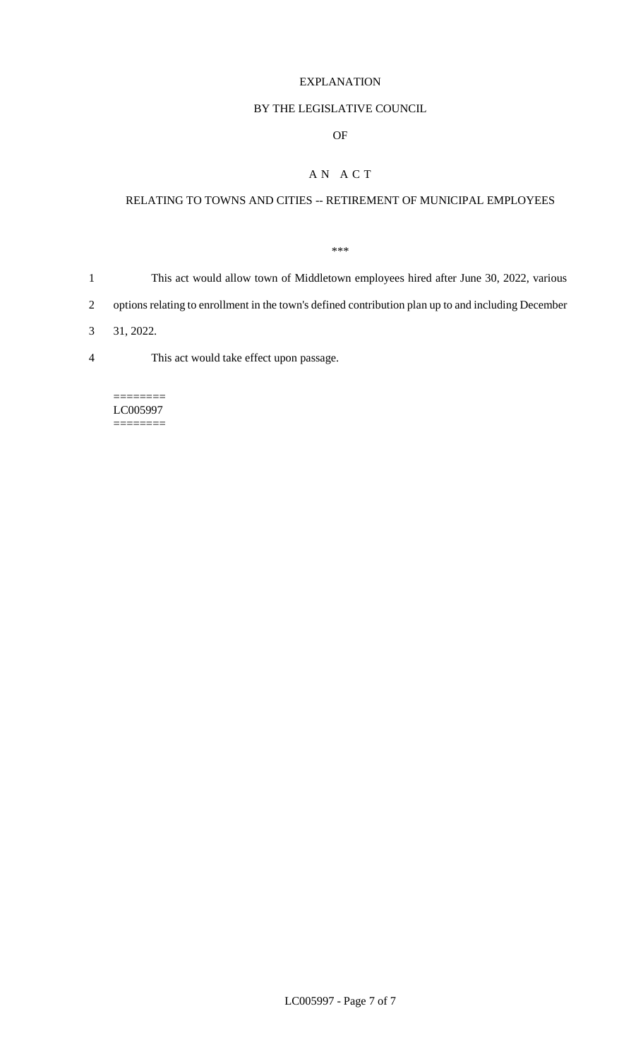EXPLANATION

BY THE LEGISLATIVE COUNCIL

OF

A N A C T

RELATING TO TOWNS AND CITIES -- RETIREMENT OF MUNICIPAL EMPLOYEES

\*\*\*

1 This act would allow town of Middletown employees hired after June 30, 2022, various
2 options relating to enrollment in the town's defined contribution plan up to and including December
3 31, 2022.
4 This act would take effect upon passage.

========
LC005997
========